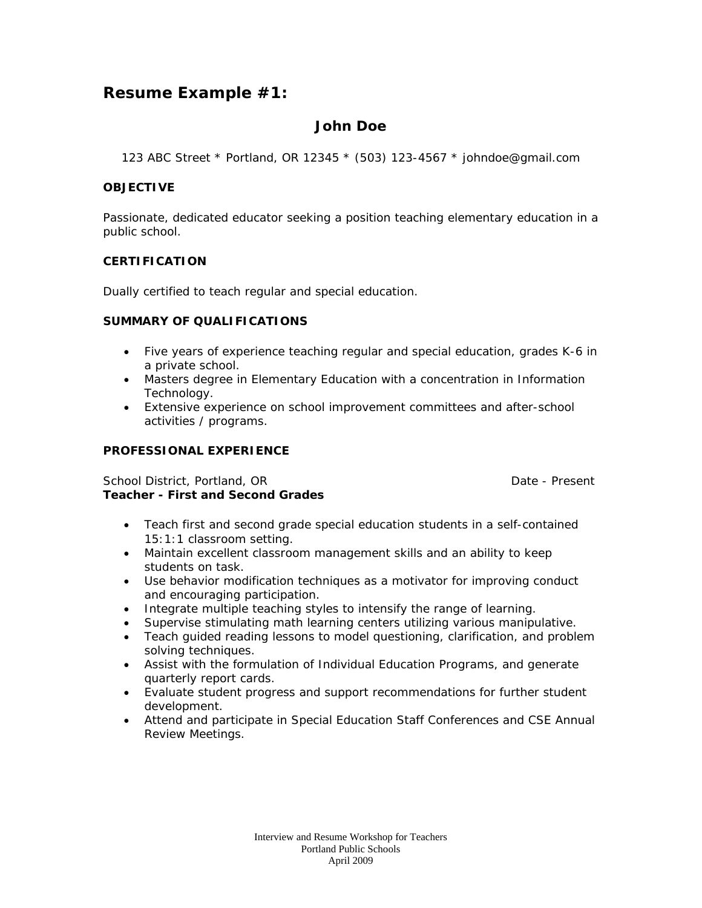## Resume Example #1:

### John Doe

123 ABC Street * Portland, OR 12345 * (503) 123-4567 * johndoe@gmail.com

**OBJECTIVE**

Passionate, dedicated educator seeking a position teaching elementary education in a public school.

**CERTIFICATION**

Dually certified to teach regular and special education.

**SUMMARY OF QUALIFICATIONS**

- Five years of experience teaching regular and special education, grades K-6 in a private school.
- Masters degree in Elementary Education with a concentration in Information Technology.
- Extensive experience on school improvement committees and after-school activities / programs.

**PROFESSIONAL EXPERIENCE**

School District, Portland, OR — Date - Present
**Teacher - First and Second Grades**

- Teach first and second grade special education students in a self-contained 15:1:1 classroom setting.
- Maintain excellent classroom management skills and an ability to keep students on task.
- Use behavior modification techniques as a motivator for improving conduct and encouraging participation.
- Integrate multiple teaching styles to intensify the range of learning.
- Supervise stimulating math learning centers utilizing various manipulative.
- Teach guided reading lessons to model questioning, clarification, and problem solving techniques.
- Assist with the formulation of Individual Education Programs, and generate quarterly report cards.
- Evaluate student progress and support recommendations for further student development.
- Attend and participate in Special Education Staff Conferences and CSE Annual Review Meetings.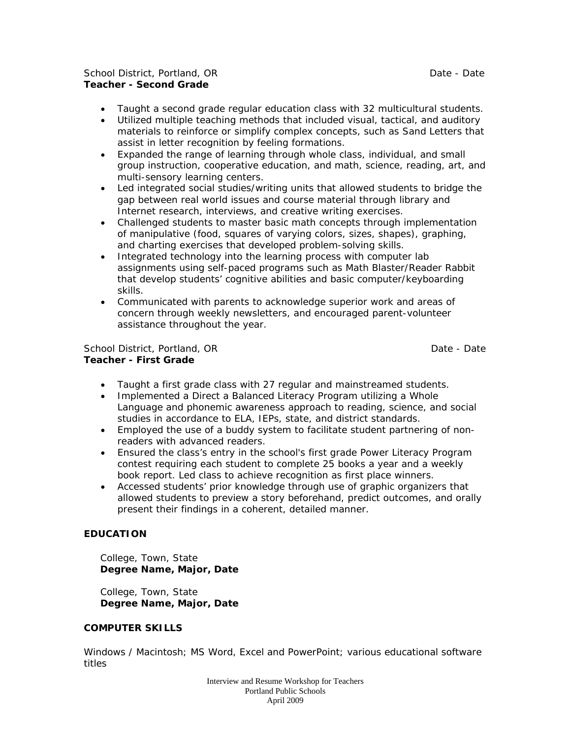School District, Portland, OR — Date - Date
**Teacher - Second Grade**

- Taught a second grade regular education class with 32 multicultural students.
- Utilized multiple teaching methods that included visual, tactical, and auditory materials to reinforce or simplify complex concepts, such as Sand Letters that assist in letter recognition by feeling formations.
- Expanded the range of learning through whole class, individual, and small group instruction, cooperative education, and math, science, reading, art, and multi-sensory learning centers.
- Led integrated social studies/writing units that allowed students to bridge the gap between real world issues and course material through library and Internet research, interviews, and creative writing exercises.
- Challenged students to master basic math concepts through implementation of manipulative (food, squares of varying colors, sizes, shapes), graphing, and charting exercises that developed problem-solving skills.
- Integrated technology into the learning process with computer lab assignments using self-paced programs such as Math Blaster/Reader Rabbit that develop students' cognitive abilities and basic computer/keyboarding skills.
- Communicated with parents to acknowledge superior work and areas of concern through weekly newsletters, and encouraged parent-volunteer assistance throughout the year.

School District, Portland, OR — Date - Date
**Teacher - First Grade**

- Taught a first grade class with 27 regular and mainstreamed students.
- Implemented a Direct a Balanced Literacy Program utilizing a Whole Language and phonemic awareness approach to reading, science, and social studies in accordance to ELA, IEPs, state, and district standards.
- Employed the use of a buddy system to facilitate student partnering of non-readers with advanced readers.
- Ensured the class's entry in the school's first grade Power Literacy Program contest requiring each student to complete 25 books a year and a weekly book report. Led class to achieve recognition as first place winners.
- Accessed students' prior knowledge through use of graphic organizers that allowed students to preview a story beforehand, predict outcomes, and orally present their findings in a coherent, detailed manner.

## EDUCATION

College, Town, State
**Degree Name, Major, Date**

College, Town, State
**Degree Name, Major, Date**

## COMPUTER SKILLS

Windows / Macintosh; MS Word, Excel and PowerPoint; various educational software titles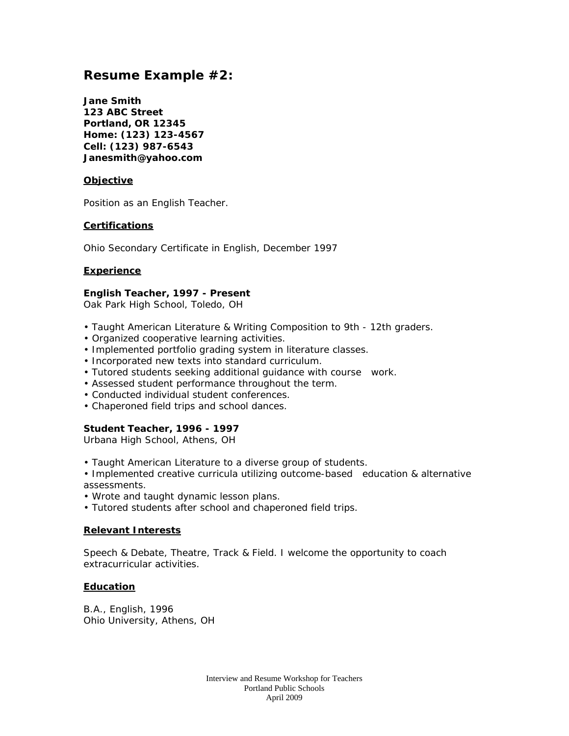## Resume Example #2:

**Jane Smith**
**123 ABC Street**
**Portland, OR 12345**
**Home: (123) 123-4567**
**Cell: (123) 987-6543**
**Janesmith@yahoo.com**

### Objective

Position as an English Teacher.

### Certifications

Ohio Secondary Certificate in English, December 1997

### Experience

**English Teacher, 1997 - Present**
Oak Park High School, Toledo, OH

- Taught American Literature & Writing Composition to 9th - 12th graders.
- Organized cooperative learning activities.
- Implemented portfolio grading system in literature classes.
- Incorporated new texts into standard curriculum.
- Tutored students seeking additional guidance with course work.
- Assessed student performance throughout the term.
- Conducted individual student conferences.
- Chaperoned field trips and school dances.

**Student Teacher, 1996 - 1997**
Urbana High School, Athens, OH

- Taught American Literature to a diverse group of students.
- Implemented creative curricula utilizing outcome-based education & alternative assessments.
- Wrote and taught dynamic lesson plans.
- Tutored students after school and chaperoned field trips.

### Relevant Interests

Speech & Debate, Theatre, Track & Field. I welcome the opportunity to coach extracurricular activities.

### Education

B.A., English, 1996
Ohio University, Athens, OH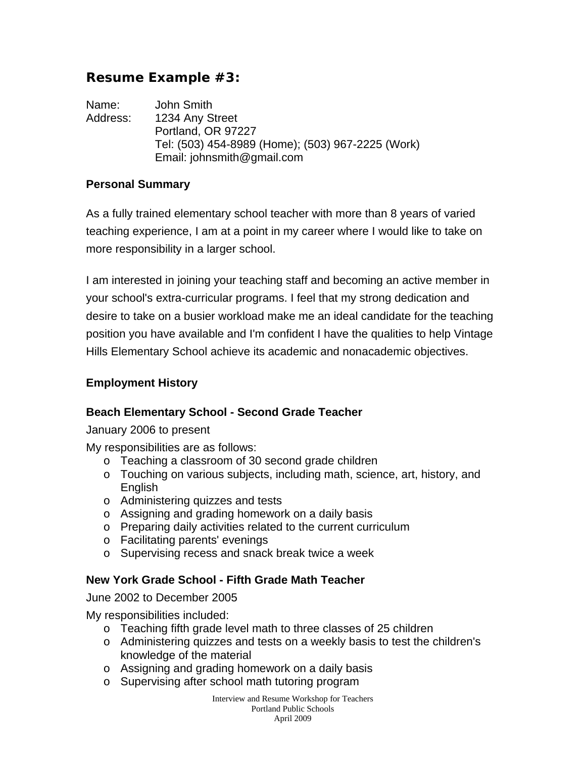## Resume Example #3:

Name: John Smith
Address: 1234 Any Street
Portland, OR 97227
Tel: (503) 454-8989 (Home); (503) 967-2225 (Work)
Email: johnsmith@gmail.com

### Personal Summary

As a fully trained elementary school teacher with more than 8 years of varied teaching experience, I am at a point in my career where I would like to take on more responsibility in a larger school.

I am interested in joining your teaching staff and becoming an active member in your school's extra-curricular programs. I feel that my strong dedication and desire to take on a busier workload make me an ideal candidate for the teaching position you have available and I'm confident I have the qualities to help Vintage Hills Elementary School achieve its academic and nonacademic objectives.

### Employment History

**Beach Elementary School - Second Grade Teacher**

January 2006 to present

My responsibilities are as follows:

- Teaching a classroom of 30 second grade children
- Touching on various subjects, including math, science, art, history, and English
- Administering quizzes and tests
- Assigning and grading homework on a daily basis
- Preparing daily activities related to the current curriculum
- Facilitating parents' evenings
- Supervising recess and snack break twice a week

**New York Grade School - Fifth Grade Math Teacher**

June 2002 to December 2005

My responsibilities included:

- Teaching fifth grade level math to three classes of 25 children
- Administering quizzes and tests on a weekly basis to test the children's knowledge of the material
- Assigning and grading homework on a daily basis
- Supervising after school math tutoring program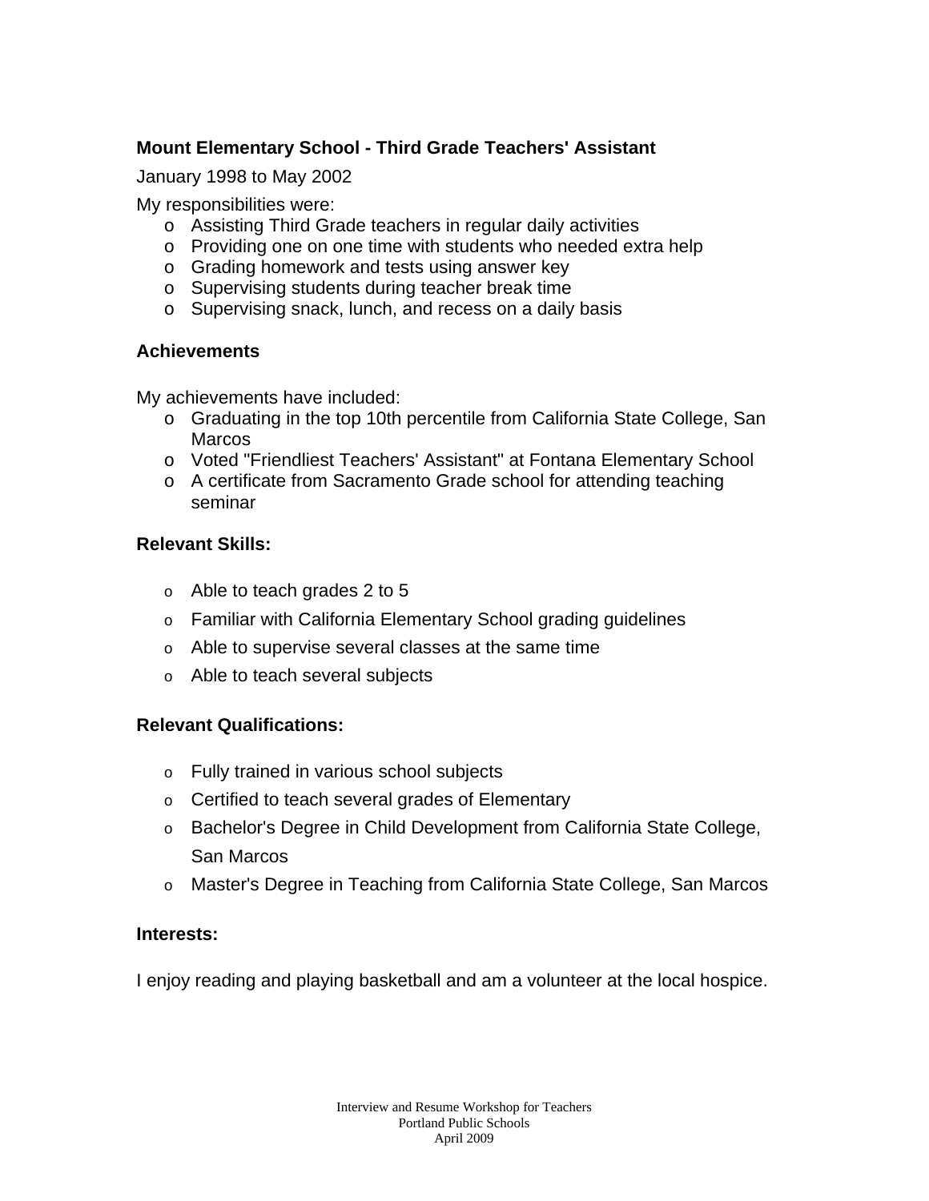**Mount Elementary School - Third Grade Teachers' Assistant**

January 1998 to May 2002

My responsibilities were:

- Assisting Third Grade teachers in regular daily activities
- Providing one on one time with students who needed extra help
- Grading homework and tests using answer key
- Supervising students during teacher break time
- Supervising snack, lunch, and recess on a daily basis

**Achievements**

My achievements have included:

- Graduating in the top 10th percentile from California State College, San Marcos
- Voted "Friendliest Teachers' Assistant" at Fontana Elementary School
- A certificate from Sacramento Grade school for attending teaching seminar

**Relevant Skills:**

- Able to teach grades 2 to 5
- Familiar with California Elementary School grading guidelines
- Able to supervise several classes at the same time
- Able to teach several subjects

**Relevant Qualifications:**

- Fully trained in various school subjects
- Certified to teach several grades of Elementary
- Bachelor's Degree in Child Development from California State College, San Marcos
- Master's Degree in Teaching from California State College, San Marcos

**Interests:**

I enjoy reading and playing basketball and am a volunteer at the local hospice.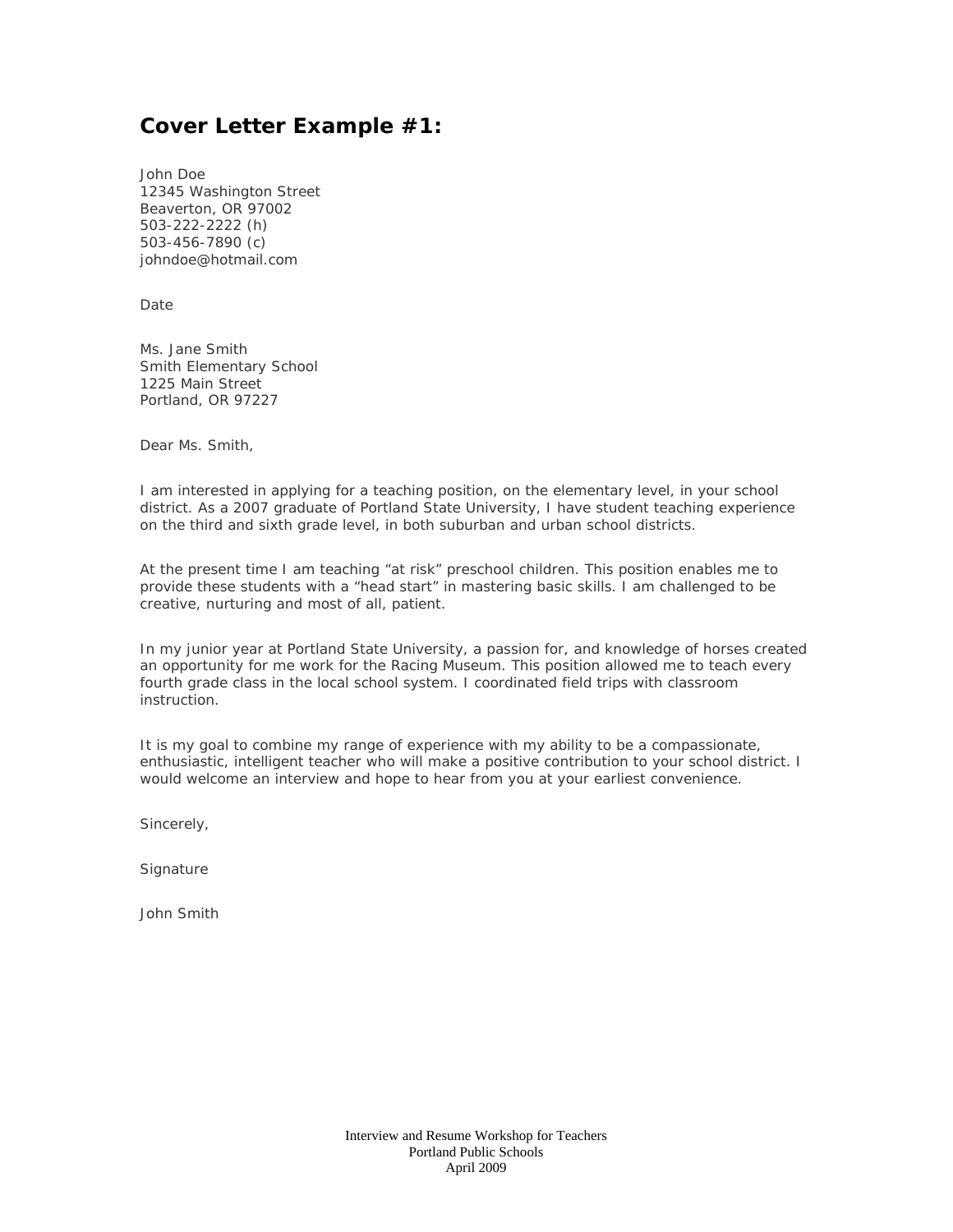## Cover Letter Example #1:

John Doe
12345 Washington Street
Beaverton, OR 97002
503-222-2222 (h)
503-456-7890 (c)
johndoe@hotmail.com

Date

Ms. Jane Smith
Smith Elementary School
1225 Main Street
Portland, OR 97227

Dear Ms. Smith,

I am interested in applying for a teaching position, on the elementary level, in your school district. As a 2007 graduate of Portland State University, I have student teaching experience on the third and sixth grade level, in both suburban and urban school districts.

At the present time I am teaching "at risk" preschool children. This position enables me to provide these students with a "head start" in mastering basic skills. I am challenged to be creative, nurturing and most of all, patient.

In my junior year at Portland State University, a passion for, and knowledge of horses created an opportunity for me work for the Racing Museum. This position allowed me to teach every fourth grade class in the local school system. I coordinated field trips with classroom instruction.

It is my goal to combine my range of experience with my ability to be a compassionate, enthusiastic, intelligent teacher who will make a positive contribution to your school district. I would welcome an interview and hope to hear from you at your earliest convenience.

Sincerely,

Signature

John Smith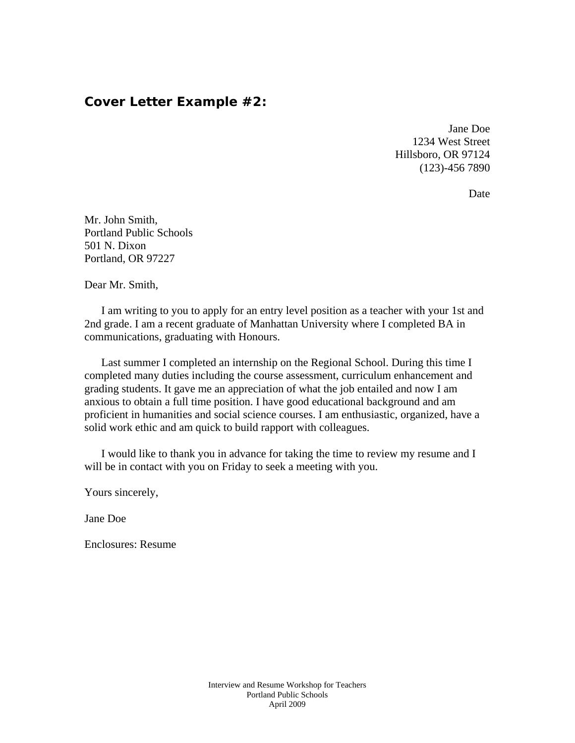## Cover Letter Example #2:

Jane Doe
1234 West Street
Hillsboro, OR 97124
(123)-456 7890

Date

Mr. John Smith,
Portland Public Schools
501 N. Dixon
Portland, OR 97227

Dear Mr. Smith,

I am writing to you to apply for an entry level position as a teacher with your 1st and 2nd grade. I am a recent graduate of Manhattan University where I completed BA in communications, graduating with Honours.

Last summer I completed an internship on the Regional School. During this time I completed many duties including the course assessment, curriculum enhancement and grading students. It gave me an appreciation of what the job entailed and now I am anxious to obtain a full time position. I have good educational background and am proficient in humanities and social science courses. I am enthusiastic, organized, have a solid work ethic and am quick to build rapport with colleagues.

I would like to thank you in advance for taking the time to review my resume and I will be in contact with you on Friday to seek a meeting with you.

Yours sincerely,

Jane Doe

Enclosures: Resume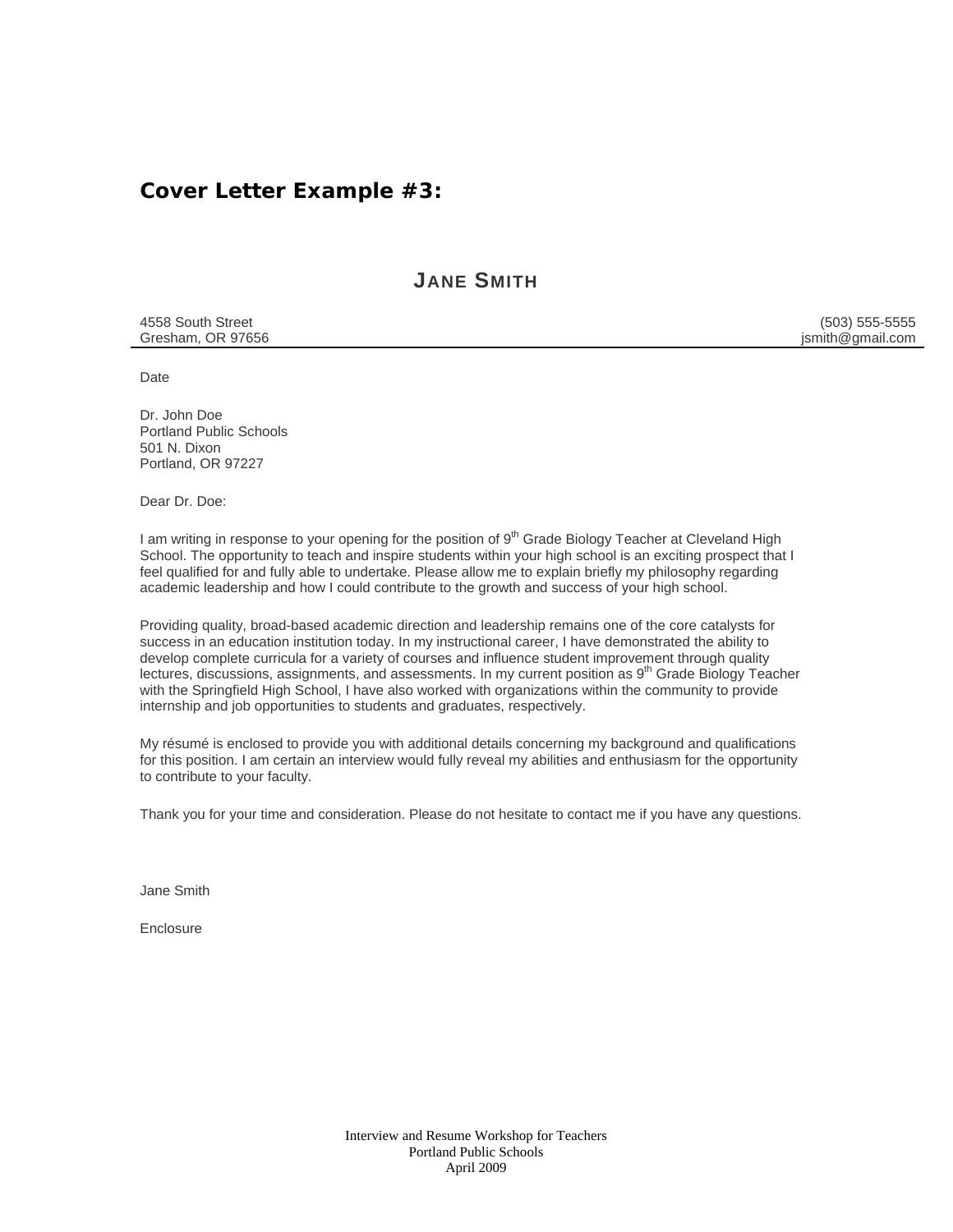## Cover Letter Example #3:

### JANE SMITH

4558 South Street
Gresham, OR 97656

(503) 555-5555
jsmith@gmail.com

---

Date

Dr. John Doe
Portland Public Schools
501 N. Dixon
Portland, OR 97227

Dear Dr. Doe:

I am writing in response to your opening for the position of 9th Grade Biology Teacher at Cleveland High School. The opportunity to teach and inspire students within your high school is an exciting prospect that I feel qualified for and fully able to undertake. Please allow me to explain briefly my philosophy regarding academic leadership and how I could contribute to the growth and success of your high school.

Providing quality, broad-based academic direction and leadership remains one of the core catalysts for success in an education institution today. In my instructional career, I have demonstrated the ability to develop complete curricula for a variety of courses and influence student improvement through quality lectures, discussions, assignments, and assessments. In my current position as 9th Grade Biology Teacher with the Springfield High School, I have also worked with organizations within the community to provide internship and job opportunities to students and graduates, respectively.

My résumé is enclosed to provide you with additional details concerning my background and qualifications for this position. I am certain an interview would fully reveal my abilities and enthusiasm for the opportunity to contribute to your faculty.

Thank you for your time and consideration. Please do not hesitate to contact me if you have any questions.

Jane Smith

Enclosure